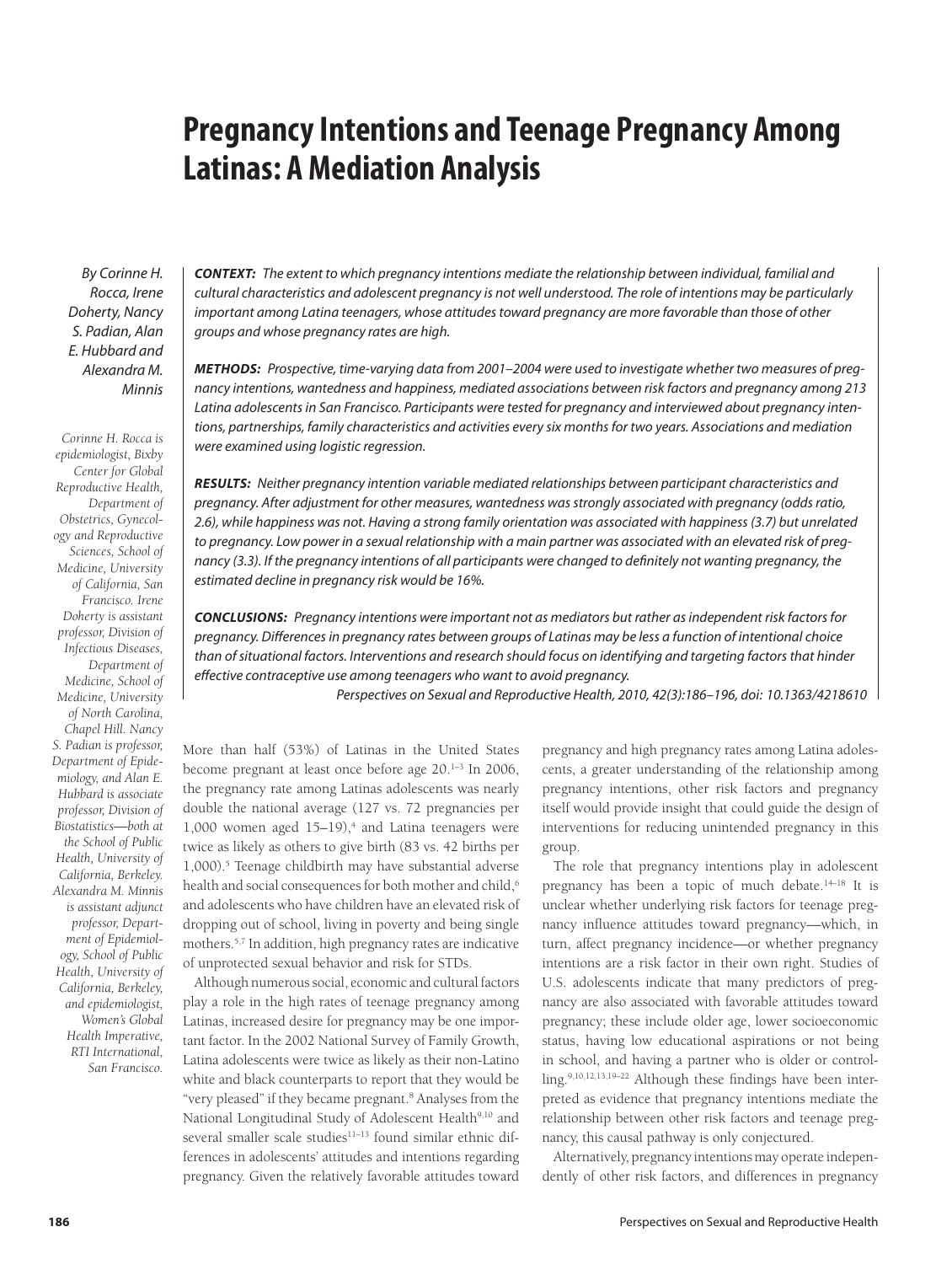# Pregnancy Intentions and Teenage Pregnancy Among Latinas: A Mediation Analysis

*By Corinne H. Rocca, Irene Doherty, Nancy S. Padian, Alan E. Hubbard and Alexandra M. Minnis*

*Corinne H. Rocca is epidemiologist, Bixby Center for Global Reproductive Health, Department of Obstetrics, Gynecology and Reproductive Sciences, School of Medicine, University of California, San Francisco. Irene Doherty is assistant professor, Division of Infectious Diseases, Department of Medicine, School of Medicine, University of North Carolina, Chapel Hill. Nancy S. Padian is professor, Department of Epidemiology, and Alan E. Hubbard is associate professor, Division of Biostatistics—both at the School of Public Health, University of California, Berkeley. Alexandra M. Minnis is assistant adjunct professor, Department of Epidemiology, School of Public Health, University of California, Berkeley, and epidemiologist, Women's Global Health Imperative, RTI International, San Francisco.*

***CONTEXT:*** *The extent to which pregnancy intentions mediate the relationship between individual, familial and cultural characteristics and adolescent pregnancy is not well understood. The role of intentions may be particularly important among Latina teenagers, whose attitudes toward pregnancy are more favorable than those of other groups and whose pregnancy rates are high.*

***METHODS:*** *Prospective, time-varying data from 2001–2004 were used to investigate whether two measures of pregnancy intentions, wantedness and happiness, mediated associations between risk factors and pregnancy among 213 Latina adolescents in San Francisco. Participants were tested for pregnancy and interviewed about pregnancy intentions, partnerships, family characteristics and activities every six months for two years. Associations and mediation were examined using logistic regression.*

***RESULTS:*** *Neither pregnancy intention variable mediated relationships between participant characteristics and pregnancy. After adjustment for other measures, wantedness was strongly associated with pregnancy (odds ratio, 2.6), while happiness was not. Having a strong family orientation was associated with happiness (3.7) but unrelated to pregnancy. Low power in a sexual relationship with a main partner was associated with an elevated risk of pregnancy (3.3). If the pregnancy intentions of all participants were changed to definitely not wanting pregnancy, the estimated decline in pregnancy risk would be 16%.*

***CONCLUSIONS:*** *Pregnancy intentions were important not as mediators but rather as independent risk factors for pregnancy. Differences in pregnancy rates between groups of Latinas may be less a function of intentional choice than of situational factors. Interventions and research should focus on identifying and targeting factors that hinder effective contraceptive use among teenagers who want to avoid pregnancy.*

*Perspectives on Sexual and Reproductive Health, 2010, 42(3):186–196, doi: 10.1363/4218610*

More than half (53%) of Latinas in the United States become pregnant at least once before age 20.[1–3] In 2006, the pregnancy rate among Latinas adolescents was nearly double the national average (127 vs. 72 pregnancies per 1,000 women aged 15–19),[4] and Latina teenagers were twice as likely as others to give birth (83 vs. 42 births per 1,000).[5] Teenage childbirth may have substantial adverse health and social consequences for both mother and child,[6] and adolescents who have children have an elevated risk of dropping out of school, living in poverty and being single mothers.[5,7] In addition, high pregnancy rates are indicative of unprotected sexual behavior and risk for STDs.

Although numerous social, economic and cultural factors play a role in the high rates of teenage pregnancy among Latinas, increased desire for pregnancy may be one important factor. In the 2002 National Survey of Family Growth, Latina adolescents were twice as likely as their non-Latino white and black counterparts to report that they would be "very pleased" if they became pregnant.[8] Analyses from the National Longitudinal Study of Adolescent Health[9,10] and several smaller scale studies[11–13] found similar ethnic differences in adolescents' attitudes and intentions regarding pregnancy. Given the relatively favorable attitudes toward pregnancy and high pregnancy rates among Latina adolescents, a greater understanding of the relationship among pregnancy intentions, other risk factors and pregnancy itself would provide insight that could guide the design of interventions for reducing unintended pregnancy in this group.

The role that pregnancy intentions play in adolescent pregnancy has been a topic of much debate.[14–18] It is unclear whether underlying risk factors for teenage pregnancy influence attitudes toward pregnancy—which, in turn, affect pregnancy incidence—or whether pregnancy intentions are a risk factor in their own right. Studies of U.S. adolescents indicate that many predictors of pregnancy are also associated with favorable attitudes toward pregnancy; these include older age, lower socioeconomic status, having low educational aspirations or not being in school, and having a partner who is older or controlling.[9,10,12,13,19–22] Although these findings have been interpreted as evidence that pregnancy intentions mediate the relationship between other risk factors and teenage pregnancy, this causal pathway is only conjectured.

Alternatively, pregnancy intentions may operate independently of other risk factors, and differences in pregnancy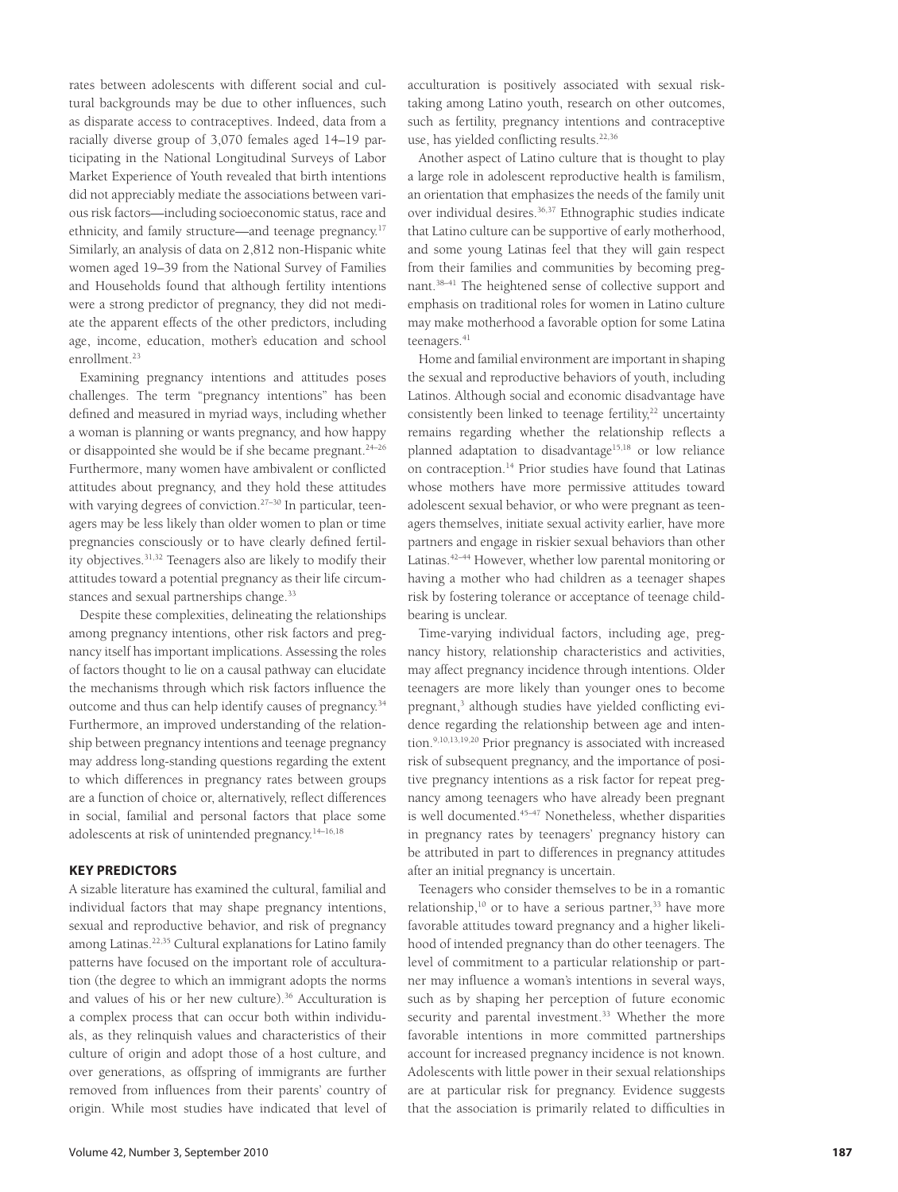rates between adolescents with different social and cultural backgrounds may be due to other influences, such as disparate access to contraceptives. Indeed, data from a racially diverse group of 3,070 females aged 14–19 participating in the National Longitudinal Surveys of Labor Market Experience of Youth revealed that birth intentions did not appreciably mediate the associations between various risk factors—including socioeconomic status, race and ethnicity, and family structure—and teenage pregnancy.[17] Similarly, an analysis of data on 2,812 non-Hispanic white women aged 19–39 from the National Survey of Families and Households found that although fertility intentions were a strong predictor of pregnancy, they did not mediate the apparent effects of the other predictors, including age, income, education, mother's education and school enrollment.[23]

Examining pregnancy intentions and attitudes poses challenges. The term "pregnancy intentions" has been defined and measured in myriad ways, including whether a woman is planning or wants pregnancy, and how happy or disappointed she would be if she became pregnant.[24–26] Furthermore, many women have ambivalent or conflicted attitudes about pregnancy, and they hold these attitudes with varying degrees of conviction.[27–30] In particular, teenagers may be less likely than older women to plan or time pregnancies consciously or to have clearly defined fertility objectives.[31,32] Teenagers also are likely to modify their attitudes toward a potential pregnancy as their life circumstances and sexual partnerships change.[33]

Despite these complexities, delineating the relationships among pregnancy intentions, other risk factors and pregnancy itself has important implications. Assessing the roles of factors thought to lie on a causal pathway can elucidate the mechanisms through which risk factors influence the outcome and thus can help identify causes of pregnancy.[34] Furthermore, an improved understanding of the relationship between pregnancy intentions and teenage pregnancy may address long-standing questions regarding the extent to which differences in pregnancy rates between groups are a function of choice or, alternatively, reflect differences in social, familial and personal factors that place some adolescents at risk of unintended pregnancy.[14–16,18]

## KEY PREDICTORS

A sizable literature has examined the cultural, familial and individual factors that may shape pregnancy intentions, sexual and reproductive behavior, and risk of pregnancy among Latinas.[22,35] Cultural explanations for Latino family patterns have focused on the important role of acculturation (the degree to which an immigrant adopts the norms and values of his or her new culture).[36] Acculturation is a complex process that can occur both within individuals, as they relinquish values and characteristics of their culture of origin and adopt those of a host culture, and over generations, as offspring of immigrants are further removed from influences from their parents' country of origin. While most studies have indicated that level of acculturation is positively associated with sexual risk-taking among Latino youth, research on other outcomes, such as fertility, pregnancy intentions and contraceptive use, has yielded conflicting results.[22,36]

Another aspect of Latino culture that is thought to play a large role in adolescent reproductive health is familism, an orientation that emphasizes the needs of the family unit over individual desires.[36,37] Ethnographic studies indicate that Latino culture can be supportive of early motherhood, and some young Latinas feel that they will gain respect from their families and communities by becoming pregnant.[38–41] The heightened sense of collective support and emphasis on traditional roles for women in Latino culture may make motherhood a favorable option for some Latina teenagers.[41]

Home and familial environment are important in shaping the sexual and reproductive behaviors of youth, including Latinos. Although social and economic disadvantage have consistently been linked to teenage fertility,[22] uncertainty remains regarding whether the relationship reflects a planned adaptation to disadvantage[15,18] or low reliance on contraception.[14] Prior studies have found that Latinas whose mothers have more permissive attitudes toward adolescent sexual behavior, or who were pregnant as teenagers themselves, initiate sexual activity earlier, have more partners and engage in riskier sexual behaviors than other Latinas.[42–44] However, whether low parental monitoring or having a mother who had children as a teenager shapes risk by fostering tolerance or acceptance of teenage childbearing is unclear.

Time-varying individual factors, including age, pregnancy history, relationship characteristics and activities, may affect pregnancy incidence through intentions. Older teenagers are more likely than younger ones to become pregnant,[3] although studies have yielded conflicting evidence regarding the relationship between age and intention.[9,10,13,19,20] Prior pregnancy is associated with increased risk of subsequent pregnancy, and the importance of positive pregnancy intentions as a risk factor for repeat pregnancy among teenagers who have already been pregnant is well documented.[45–47] Nonetheless, whether disparities in pregnancy rates by teenagers' pregnancy history can be attributed in part to differences in pregnancy attitudes after an initial pregnancy is uncertain.

Teenagers who consider themselves to be in a romantic relationship,[10] or to have a serious partner,[33] have more favorable attitudes toward pregnancy and a higher likelihood of intended pregnancy than do other teenagers. The level of commitment to a particular relationship or partner may influence a woman's intentions in several ways, such as by shaping her perception of future economic security and parental investment.[33] Whether the more favorable intentions in more committed partnerships account for increased pregnancy incidence is not known. Adolescents with little power in their sexual relationships are at particular risk for pregnancy. Evidence suggests that the association is primarily related to difficulties in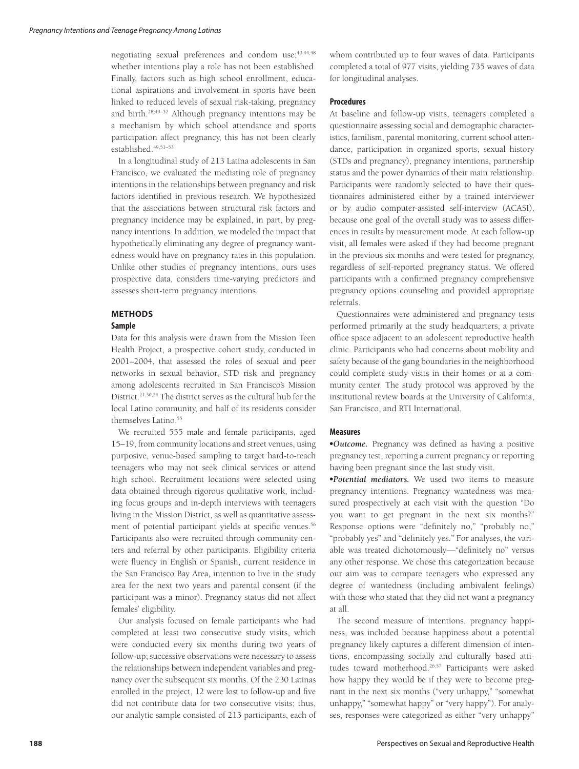negotiating sexual preferences and condom use;[40,44,48] whether intentions play a role has not been established. Finally, factors such as high school enrollment, educational aspirations and involvement in sports have been linked to reduced levels of sexual risk-taking, pregnancy and birth.[28,49–52] Although pregnancy intentions may be a mechanism by which school attendance and sports participation affect pregnancy, this has not been clearly established.[49,51–53]

In a longitudinal study of 213 Latina adolescents in San Francisco, we evaluated the mediating role of pregnancy intentions in the relationships between pregnancy and risk factors identified in previous research. We hypothesized that the associations between structural risk factors and pregnancy incidence may be explained, in part, by pregnancy intentions. In addition, we modeled the impact that hypothetically eliminating any degree of pregnancy wantedness would have on pregnancy rates in this population. Unlike other studies of pregnancy intentions, ours uses prospective data, considers time-varying predictors and assesses short-term pregnancy intentions.

## METHODS

### Sample

Data for this analysis were drawn from the Mission Teen Health Project, a prospective cohort study, conducted in 2001–2004, that assessed the roles of sexual and peer networks in sexual behavior, STD risk and pregnancy among adolescents recruited in San Francisco's Mission District.[21,30,54] The district serves as the cultural hub for the local Latino community, and half of its residents consider themselves Latino.[55]

We recruited 555 male and female participants, aged 15–19, from community locations and street venues, using purposive, venue-based sampling to target hard-to-reach teenagers who may not seek clinical services or attend high school. Recruitment locations were selected using data obtained through rigorous qualitative work, including focus groups and in-depth interviews with teenagers living in the Mission District, as well as quantitative assessment of potential participant yields at specific venues.[56] Participants also were recruited through community centers and referral by other participants. Eligibility criteria were fluency in English or Spanish, current residence in the San Francisco Bay Area, intention to live in the study area for the next two years and parental consent (if the participant was a minor). Pregnancy status did not affect females' eligibility.

Our analysis focused on female participants who had completed at least two consecutive study visits, which were conducted every six months during two years of follow-up; successive observations were necessary to assess the relationships between independent variables and pregnancy over the subsequent six months. Of the 230 Latinas enrolled in the project, 12 were lost to follow-up and five did not contribute data for two consecutive visits; thus, our analytic sample consisted of 213 participants, each of whom contributed up to four waves of data. Participants completed a total of 977 visits, yielding 735 waves of data for longitudinal analyses.

### Procedures

At baseline and follow-up visits, teenagers completed a questionnaire assessing social and demographic characteristics, familism, parental monitoring, current school attendance, participation in organized sports, sexual history (STDs and pregnancy), pregnancy intentions, partnership status and the power dynamics of their main relationship. Participants were randomly selected to have their questionnaires administered either by a trained interviewer or by audio computer-assisted self-interview (ACASI), because one goal of the overall study was to assess differences in results by measurement mode. At each follow-up visit, all females were asked if they had become pregnant in the previous six months and were tested for pregnancy, regardless of self-reported pregnancy status. We offered participants with a confirmed pregnancy comprehensive pregnancy options counseling and provided appropriate referrals.

Questionnaires were administered and pregnancy tests performed primarily at the study headquarters, a private office space adjacent to an adolescent reproductive health clinic. Participants who had concerns about mobility and safety because of the gang boundaries in the neighborhood could complete study visits in their homes or at a community center. The study protocol was approved by the institutional review boards at the University of California, San Francisco, and RTI International.

### Measures

•***Outcome.*** Pregnancy was defined as having a positive pregnancy test, reporting a current pregnancy or reporting having been pregnant since the last study visit.

•***Potential mediators.*** We used two items to measure pregnancy intentions. Pregnancy wantedness was measured prospectively at each visit with the question "Do you want to get pregnant in the next six months?" Response options were "definitely no," "probably no," "probably yes" and "definitely yes." For analyses, the variable was treated dichotomously—"definitely no" versus any other response. We chose this categorization because our aim was to compare teenagers who expressed any degree of wantedness (including ambivalent feelings) with those who stated that they did not want a pregnancy at all.

The second measure of intentions, pregnancy happiness, was included because happiness about a potential pregnancy likely captures a different dimension of intentions, encompassing socially and culturally based attitudes toward motherhood.[26,57] Participants were asked how happy they would be if they were to become pregnant in the next six months ("very unhappy," "somewhat unhappy," "somewhat happy" or "very happy"). For analyses, responses were categorized as either "very unhappy"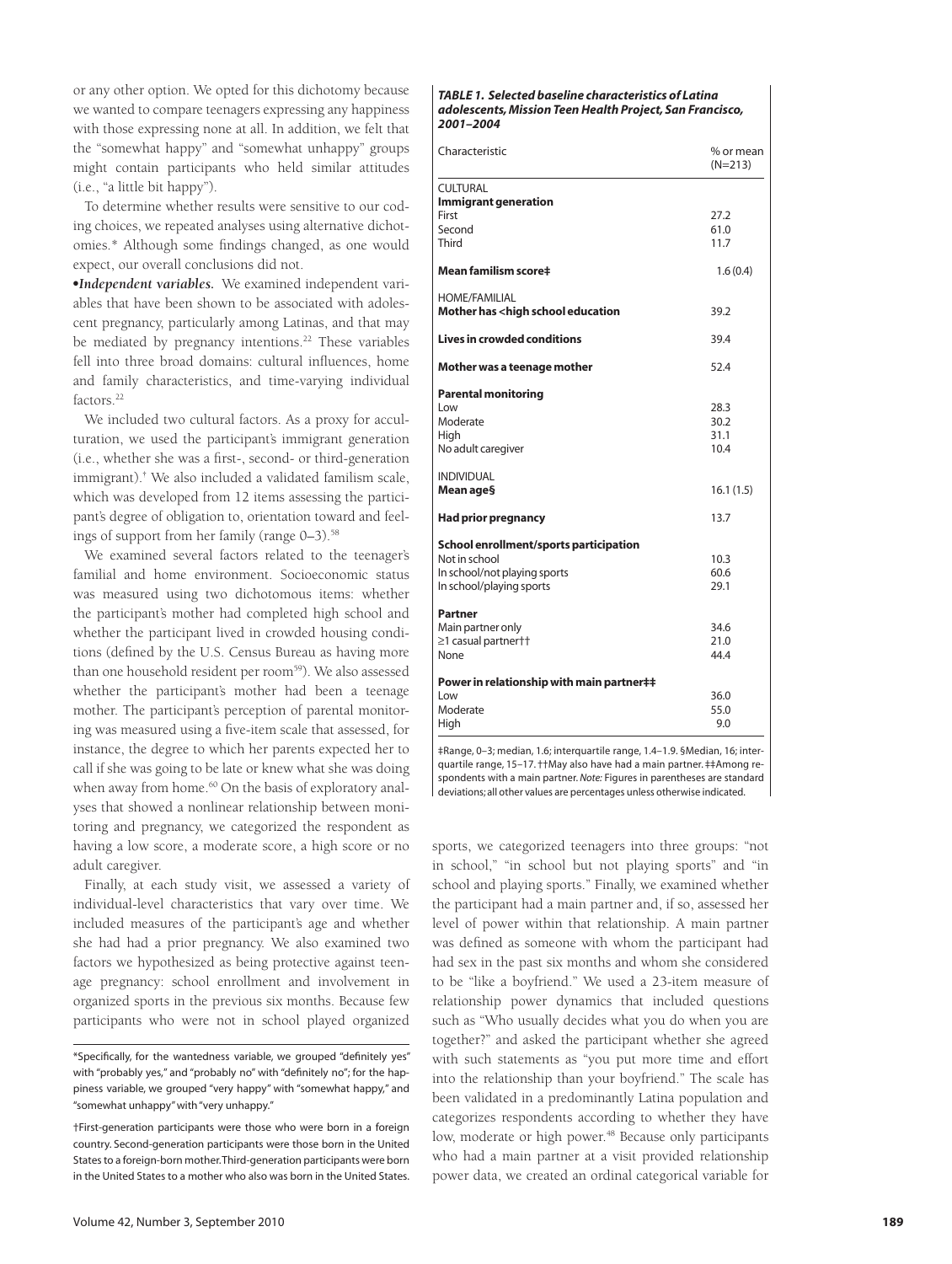or any other option. We opted for this dichotomy because we wanted to compare teenagers expressing any happiness with those expressing none at all. In addition, we felt that the "somewhat happy" and "somewhat unhappy" groups might contain participants who held similar attitudes (i.e., "a little bit happy").

To determine whether results were sensitive to our coding choices, we repeated analyses using alternative dichotomies.* Although some findings changed, as one would expect, our overall conclusions did not.

•*Independent variables.* We examined independent variables that have been shown to be associated with adolescent pregnancy, particularly among Latinas, and that may be mediated by pregnancy intentions.[22] These variables fell into three broad domains: cultural influences, home and family characteristics, and time-varying individual factors.[22]

We included two cultural factors. As a proxy for acculturation, we used the participant's immigrant generation (i.e., whether she was a first-, second- or third-generation immigrant).† We also included a validated familism scale, which was developed from 12 items assessing the participant's degree of obligation to, orientation toward and feelings of support from her family (range 0–3).[58]

We examined several factors related to the teenager's familial and home environment. Socioeconomic status was measured using two dichotomous items: whether the participant's mother had completed high school and whether the participant lived in crowded housing conditions (defined by the U.S. Census Bureau as having more than one household resident per room[59]). We also assessed whether the participant's mother had been a teenage mother. The participant's perception of parental monitoring was measured using a five-item scale that assessed, for instance, the degree to which her parents expected her to call if she was going to be late or knew what she was doing when away from home.[60] On the basis of exploratory analyses that showed a nonlinear relationship between monitoring and pregnancy, we categorized the respondent as having a low score, a moderate score, a high score or no adult caregiver.

Finally, at each study visit, we assessed a variety of individual-level characteristics that vary over time. We included measures of the participant's age and whether she had had a prior pregnancy. We also examined two factors we hypothesized as being protective against teenage pregnancy: school enrollment and involvement in organized sports in the previous six months. Because few participants who were not in school played organized sports, we categorized teenagers into three groups: "not in school," "in school but not playing sports" and "in school and playing sports." Finally, we examined whether the participant had a main partner and, if so, assessed her level of power within that relationship. A main partner was defined as someone with whom the participant had had sex in the past six months and whom she considered to be "like a boyfriend." We used a 23-item measure of relationship power dynamics that included questions such as "Who usually decides what you do when you are together?" and asked the participant whether she agreed with such statements as "you put more time and effort into the relationship than your boyfriend." The scale has been validated in a predominantly Latina population and categorizes respondents according to whether they have low, moderate or high power.[48] Because only participants who had a main partner at a visit provided relationship power data, we created an ordinal categorical variable for

*Specifically, for the wantedness variable, we grouped "definitely yes" with "probably yes," and "probably no" with "definitely no"; for the happiness variable, we grouped "very happy" with "somewhat happy," and "somewhat unhappy" with "very unhappy."

†First-generation participants were those who were born in a foreign country. Second-generation participants were those born in the United States to a foreign-born mother. Third-generation participants were born in the United States to a mother who also was born in the United States.

***TABLE 1. Selected baseline characteristics of Latina adolescents, Mission Teen Health Project, San Francisco, 2001–2004***

| Characteristic | % or mean (N=213) |
|---|---|
| CULTURAL | |
| **Immigrant generation** | |
| First | 27.2 |
| Second | 61.0 |
| Third | 11.7 |
| **Mean familism score‡** | 1.6 (0.4) |
| HOME/FAMILIAL | |
| **Mother has <high school education** | 39.2 |
| **Lives in crowded conditions** | 39.4 |
| **Mother was a teenage mother** | 52.4 |
| **Parental monitoring** | |
| Low | 28.3 |
| Moderate | 30.2 |
| High | 31.1 |
| No adult caregiver | 10.4 |
| INDIVIDUAL | |
| **Mean age§** | 16.1 (1.5) |
| **Had prior pregnancy** | 13.7 |
| **School enrollment/sports participation** | |
| Not in school | 10.3 |
| In school/not playing sports | 60.6 |
| In school/playing sports | 29.1 |
| **Partner** | |
| Main partner only | 34.6 |
| ≥1 casual partner†† | 21.0 |
| None | 44.4 |
| **Power in relationship with main partner‡‡** | |
| Low | 36.0 |
| Moderate | 55.0 |
| High | 9.0 |

‡Range, 0–3; median, 1.6; interquartile range, 1.4–1.9. §Median, 16; interquartile range, 15–17. ††May also have had a main partner. ‡‡Among respondents with a main partner. *Note:* Figures in parentheses are standard deviations; all other values are percentages unless otherwise indicated.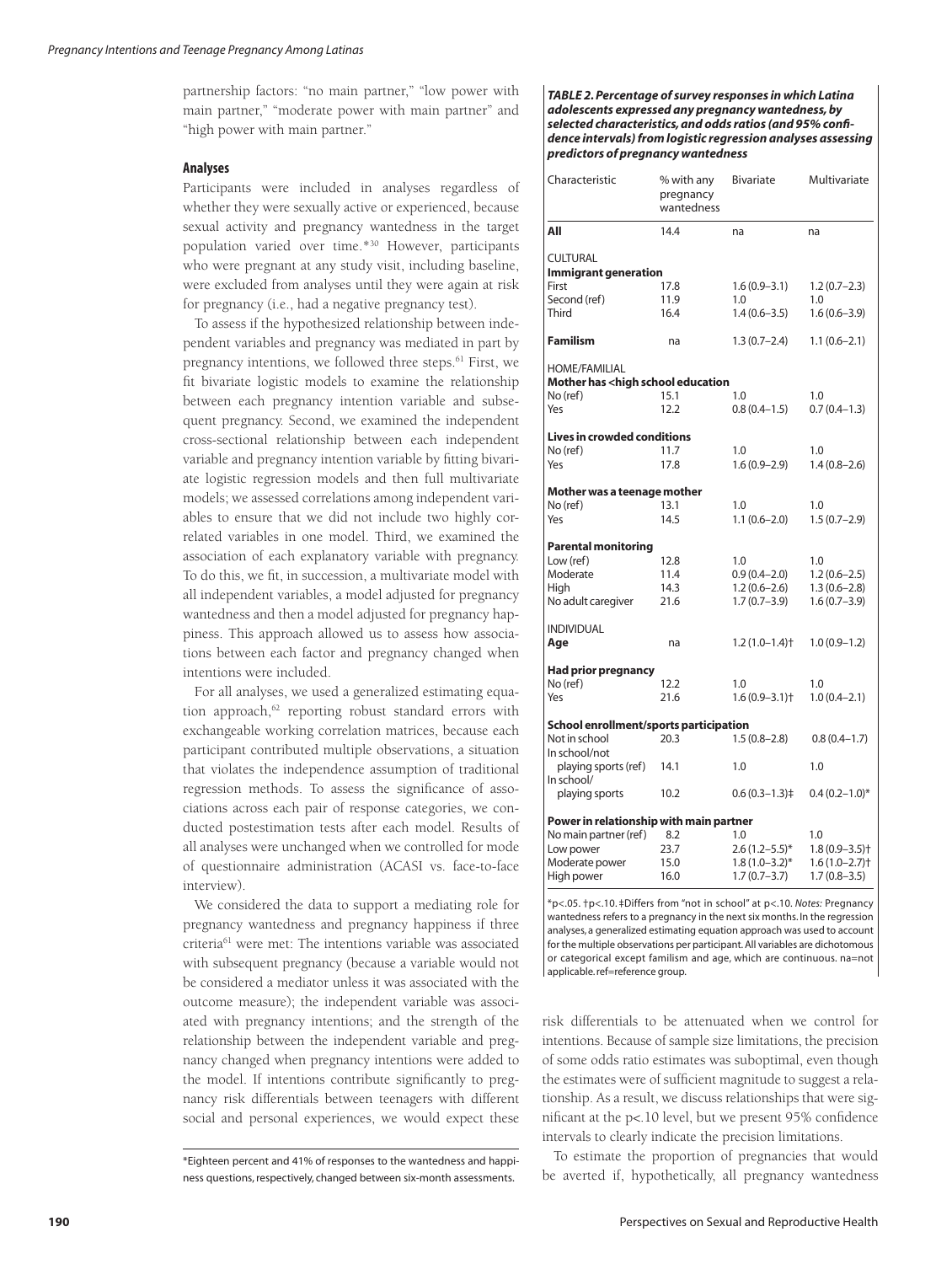partnership factors: "no main partner," "low power with main partner," "moderate power with main partner" and "high power with main partner."

### Analyses

Participants were included in analyses regardless of whether they were sexually active or experienced, because sexual activity and pregnancy wantedness in the target population varied over time.*[30] However, participants who were pregnant at any study visit, including baseline, were excluded from analyses until they were again at risk for pregnancy (i.e., had a negative pregnancy test).

To assess if the hypothesized relationship between independent variables and pregnancy was mediated in part by pregnancy intentions, we followed three steps.[61] First, we fit bivariate logistic models to examine the relationship between each pregnancy intention variable and subsequent pregnancy. Second, we examined the independent cross-sectional relationship between each independent variable and pregnancy intention variable by fitting bivariate logistic regression models and then full multivariate models; we assessed correlations among independent variables to ensure that we did not include two highly correlated variables in one model. Third, we examined the association of each explanatory variable with pregnancy. To do this, we fit, in succession, a multivariate model with all independent variables, a model adjusted for pregnancy wantedness and then a model adjusted for pregnancy happiness. This approach allowed us to assess how associations between each factor and pregnancy changed when intentions were included.

For all analyses, we used a generalized estimating equation approach,[62] reporting robust standard errors with exchangeable working correlation matrices, because each participant contributed multiple observations, a situation that violates the independence assumption of traditional regression methods. To assess the significance of associations across each pair of response categories, we conducted postestimation tests after each model. Results of all analyses were unchanged when we controlled for mode of questionnaire administration (ACASI vs. face-to-face interview).

We considered the data to support a mediating role for pregnancy wantedness and pregnancy happiness if three criteria[61] were met: The intentions variable was associated with subsequent pregnancy (because a variable would not be considered a mediator unless it was associated with the outcome measure); the independent variable was associated with pregnancy intentions; and the strength of the relationship between the independent variable and pregnancy changed when pregnancy intentions were added to the model. If intentions contribute significantly to pregnancy risk differentials between teenagers with different social and personal experiences, we would expect these risk differentials to be attenuated when we control for intentions. Because of sample size limitations, the precision of some odds ratio estimates was suboptimal, even though the estimates were of sufficient magnitude to suggest a relationship. As a result, we discuss relationships that were significant at the p<.10 level, but we present 95% confidence intervals to clearly indicate the precision limitations.

To estimate the proportion of pregnancies that would be averted if, hypothetically, all pregnancy wantedness

*Eighteen percent and 41% of responses to the wantedness and happiness questions, respectively, changed between six-month assessments.

***TABLE 2. Percentage of survey responses in which Latina adolescents expressed any pregnancy wantedness, by selected characteristics, and odds ratios (and 95% confidence intervals) from logistic regression analyses assessing predictors of pregnancy wantedness***

| Characteristic | % with any pregnancy wantedness | Bivariate | Multivariate |
|---|---|---|---|
| **All** | 14.4 | na | na |
| CULTURAL | | | |
| **Immigrant generation** | | | |
| First | 17.8 | 1.6 (0.9–3.1) | 1.2 (0.7–2.3) |
| Second (ref) | 11.9 | 1.0 | 1.0 |
| Third | 16.4 | 1.4 (0.6–3.5) | 1.6 (0.6–3.9) |
| **Familism** | na | 1.3 (0.7–2.4) | 1.1 (0.6–2.1) |
| HOME/FAMILIAL | | | |
| **Mother has <high school education** | | | |
| No (ref) | 15.1 | 1.0 | 1.0 |
| Yes | 12.2 | 0.8 (0.4–1.5) | 0.7 (0.4–1.3) |
| **Lives in crowded conditions** | | | |
| No (ref) | 11.7 | 1.0 | 1.0 |
| Yes | 17.8 | 1.6 (0.9–2.9) | 1.4 (0.8–2.6) |
| **Mother was a teenage mother** | | | |
| No (ref) | 13.1 | 1.0 | 1.0 |
| Yes | 14.5 | 1.1 (0.6–2.0) | 1.5 (0.7–2.9) |
| **Parental monitoring** | | | |
| Low (ref) | 12.8 | 1.0 | 1.0 |
| Moderate | 11.4 | 0.9 (0.4–2.0) | 1.2 (0.6–2.5) |
| High | 14.3 | 1.2 (0.6–2.6) | 1.3 (0.6–2.8) |
| No adult caregiver | 21.6 | 1.7 (0.7–3.9) | 1.6 (0.7–3.9) |
| INDIVIDUAL | | | |
| **Age** | na | 1.2 (1.0–1.4)† | 1.0 (0.9–1.2) |
| **Had prior pregnancy** | | | |
| No (ref) | 12.2 | 1.0 | 1.0 |
| Yes | 21.6 | 1.6 (0.9–3.1)† | 1.0 (0.4–2.1) |
| **School enrollment/sports participation** | | | |
| Not in school | 20.3 | 1.5 (0.8–2.8) | 0.8 (0.4–1.7) |
| In school/not playing sports (ref) | 14.1 | 1.0 | 1.0 |
| In school/ playing sports | 10.2 | 0.6 (0.3–1.3)‡ | 0.4 (0.2–1.0)* |
| **Power in relationship with main partner** | | | |
| No main partner (ref) | 8.2 | 1.0 | 1.0 |
| Low power | 23.7 | 2.6 (1.2–5.5)* | 1.8 (0.9–3.5)† |
| Moderate power | 15.0 | 1.8 (1.0–3.2)* | 1.6 (1.0–2.7)† |
| High power | 16.0 | 1.7 (0.7–3.7) | 1.7 (0.8–3.5) |

*p<.05. †p<.10. ‡Differs from "not in school" at p<.10. *Notes:* Pregnancy wantedness refers to a pregnancy in the next six months. In the regression analyses, a generalized estimating equation approach was used to account for the multiple observations per participant. All variables are dichotomous or categorical except familism and age, which are continuous. na=not applicable. ref=reference group.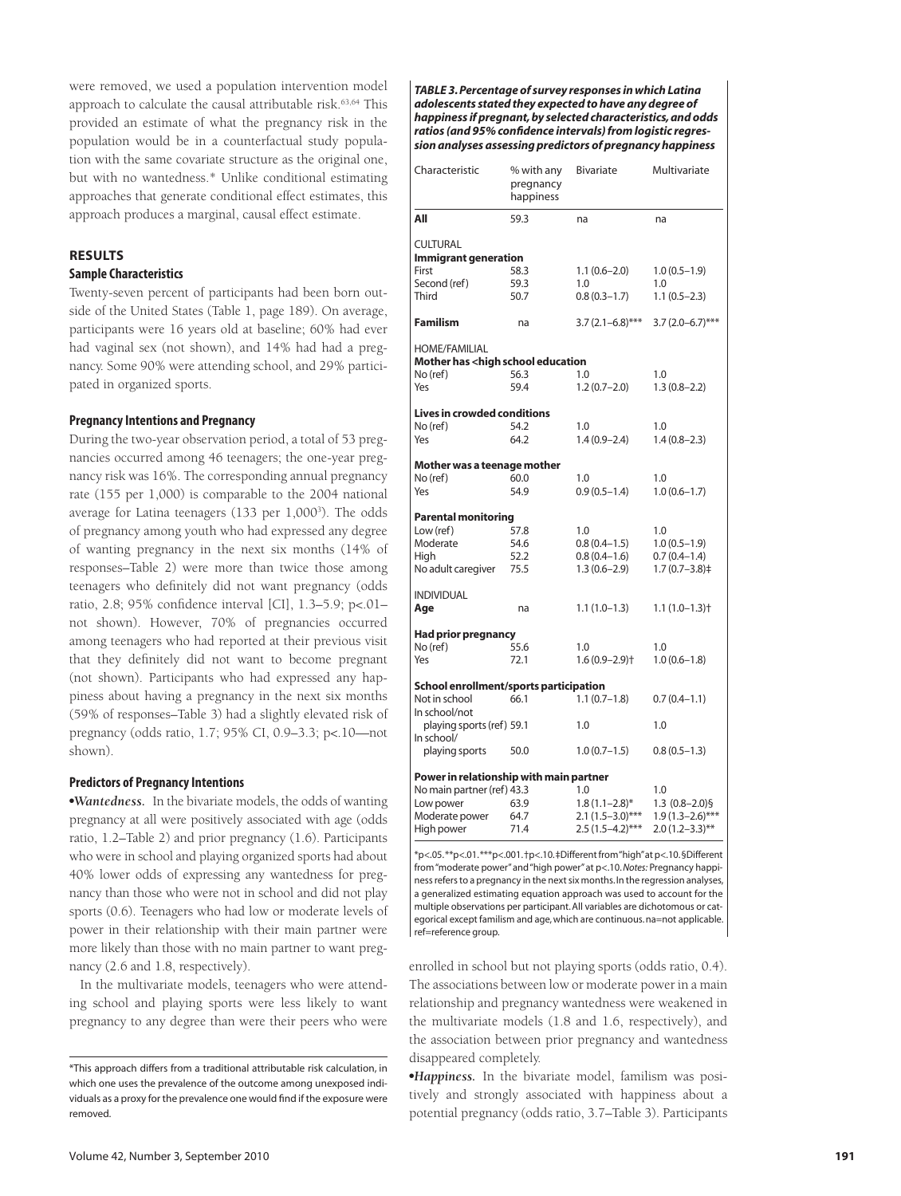were removed, we used a population intervention model approach to calculate the causal attributable risk.[63,64] This provided an estimate of what the pregnancy risk in the population would be in a counterfactual study population with the same covariate structure as the original one, but with no wantedness.* Unlike conditional estimating approaches that generate conditional effect estimates, this approach produces a marginal, causal effect estimate.

## RESULTS

### Sample Characteristics

Twenty-seven percent of participants had been born outside of the United States (Table 1, page 189). On average, participants were 16 years old at baseline; 60% had ever had vaginal sex (not shown), and 14% had had a pregnancy. Some 90% were attending school, and 29% participated in organized sports.

### Pregnancy Intentions and Pregnancy

During the two-year observation period, a total of 53 pregnancies occurred among 46 teenagers; the one-year pregnancy risk was 16%. The corresponding annual pregnancy rate (155 per 1,000) is comparable to the 2004 national average for Latina teenagers (133 per 1,000[3]). The odds of pregnancy among youth who had expressed any degree of wanting pregnancy in the next six months (14% of responses–Table 2) were more than twice those among teenagers who definitely did not want pregnancy (odds ratio, 2.8; 95% confidence interval [CI], 1.3–5.9; p<.01–not shown). However, 70% of pregnancies occurred among teenagers who had reported at their previous visit that they definitely did not want to become pregnant (not shown). Participants who had expressed any happiness about having a pregnancy in the next six months (59% of responses–Table 3) had a slightly elevated risk of pregnancy (odds ratio, 1.7; 95% CI, 0.9–3.3; p<.10—not shown).

### Predictors of Pregnancy Intentions

•*Wantedness.* In the bivariate models, the odds of wanting pregnancy at all were positively associated with age (odds ratio, 1.2–Table 2) and prior pregnancy (1.6). Participants who were in school and playing organized sports had about 40% lower odds of expressing any wantedness for pregnancy than those who were not in school and did not play sports (0.6). Teenagers who had low or moderate levels of power in their relationship with their main partner were more likely than those with no main partner to want pregnancy (2.6 and 1.8, respectively).

In the multivariate models, teenagers who were attending school and playing sports were less likely to want pregnancy to any degree than were their peers who were enrolled in school but not playing sports (odds ratio, 0.4). The associations between low or moderate power in a main relationship and pregnancy wantedness were weakened in the multivariate models (1.8 and 1.6, respectively), and the association between prior pregnancy and wantedness disappeared completely.

•*Happiness.* In the bivariate model, familism was positively and strongly associated with happiness about a potential pregnancy (odds ratio, 3.7–Table 3). Participants

***TABLE 3. Percentage of survey responses in which Latina adolescents stated they expected to have any degree of happiness if pregnant, by selected characteristics, and odds ratios (and 95% confidence intervals) from logistic regression analyses assessing predictors of pregnancy happiness***

| Characteristic | % with any pregnancy happiness | Bivariate | Multivariate |
|---|---|---|---|
| **All** | 59.3 | na | na |
| CULTURAL | | | |
| **Immigrant generation** | | | |
| First | 58.3 | 1.1 (0.6–2.0) | 1.0 (0.5–1.9) |
| Second (ref) | 59.3 | 1.0 | 1.0 |
| Third | 50.7 | 0.8 (0.3–1.7) | 1.1 (0.5–2.3) |
| **Familism** | na | 3.7 (2.1–6.8)*** | 3.7 (2.0–6.7)*** |
| HOME/FAMILIAL | | | |
| **Mother has <high school education** | | | |
| No (ref) | 56.3 | 1.0 | 1.0 |
| Yes | 59.4 | 1.2 (0.7–2.0) | 1.3 (0.8–2.2) |
| **Lives in crowded conditions** | | | |
| No (ref) | 54.2 | 1.0 | 1.0 |
| Yes | 64.2 | 1.4 (0.9–2.4) | 1.4 (0.8–2.3) |
| **Mother was a teenage mother** | | | |
| No (ref) | 60.0 | 1.0 | 1.0 |
| Yes | 54.9 | 0.9 (0.5–1.4) | 1.0 (0.6–1.7) |
| **Parental monitoring** | | | |
| Low (ref) | 57.8 | 1.0 | 1.0 |
| Moderate | 54.6 | 0.8 (0.4–1.5) | 1.0 (0.5–1.9) |
| High | 52.2 | 0.8 (0.4–1.6) | 0.7 (0.4–1.4) |
| No adult caregiver | 75.5 | 1.3 (0.6–2.9) | 1.7 (0.7–3.8)‡ |
| INDIVIDUAL | | | |
| **Age** | na | 1.1 (1.0–1.3) | 1.1 (1.0–1.3)† |
| **Had prior pregnancy** | | | |
| No (ref) | 55.6 | 1.0 | 1.0 |
| Yes | 72.1 | 1.6 (0.9–2.9)† | 1.0 (0.6–1.8) |
| **School enrollment/sports participation** | | | |
| Not in school | 66.1 | 1.1 (0.7–1.8) | 0.7 (0.4–1.1) |
| In school/not playing sports (ref) | 59.1 | 1.0 | 1.0 |
| In school/ playing sports | 50.0 | 1.0 (0.7–1.5) | 0.8 (0.5–1.3) |
| **Power in relationship with main partner** | | | |
| No main partner (ref) | 43.3 | 1.0 | 1.0 |
| Low power | 63.9 | 1.8 (1.1–2.8)* | 1.3 (0.8–2.0)§ |
| Moderate power | 64.7 | 2.1 (1.5–3.0)*** | 1.9 (1.3–2.6)*** |
| High power | 71.4 | 2.5 (1.5–4.2)*** | 2.0 (1.2–3.3)** |

*p<.05. **p<.01. ***p<.001. †p<.10. ‡Different from "high" at p<.10. §Different from "moderate power" and "high power" at p<.10. *Notes:* Pregnancy happiness refers to a pregnancy in the next six months. In the regression analyses, a generalized estimating equation approach was used to account for the multiple observations per participant. All variables are dichotomous or categorical except familism and age, which are continuous. na=not applicable. ref=reference group.

*This approach differs from a traditional attributable risk calculation, in which one uses the prevalence of the outcome among unexposed individuals as a proxy for the prevalence one would find if the exposure were removed.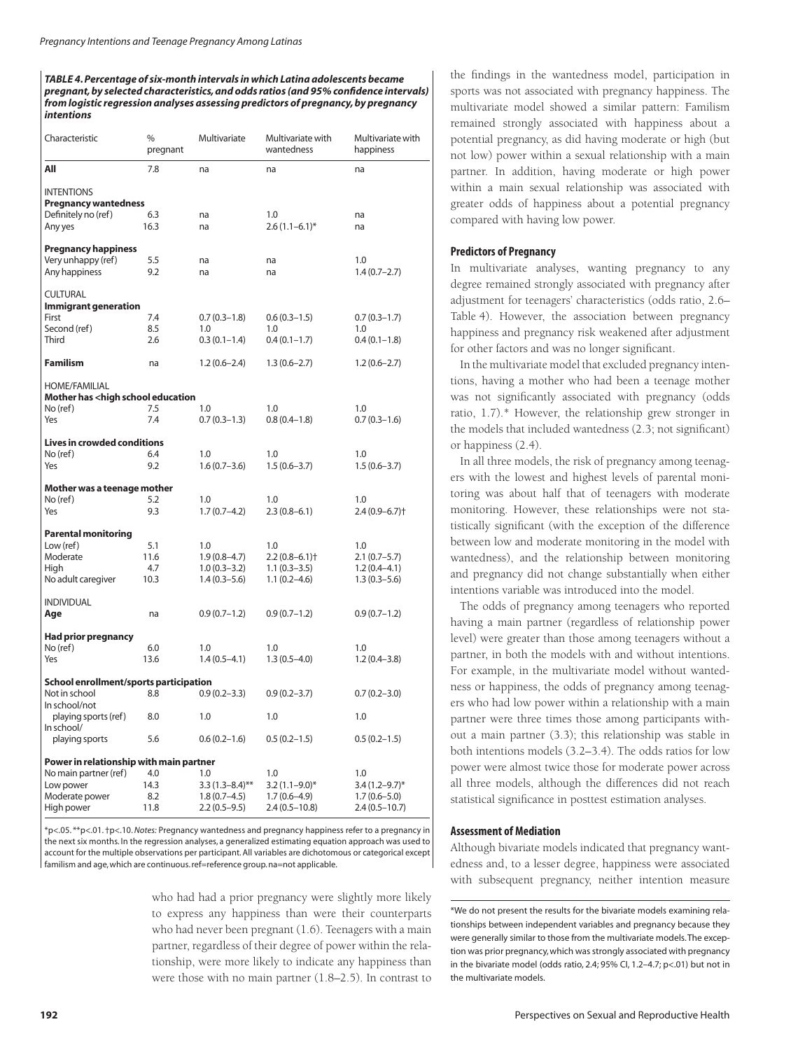**TABLE 4. Percentage of six-month intervals in which Latina adolescents became pregnant, by selected characteristics, and odds ratios (and 95% confidence intervals) from logistic regression analyses assessing predictors of pregnancy, by pregnancy intentions**

| Characteristic | % pregnant | Multivariate | Multivariate with wantedness | Multivariate with happiness |
|---|---|---|---|---|
| **All** | 7.8 | na | na | na |
| INTENTIONS | | | | |
| **Pregnancy wantedness** | | | | |
| Definitely no (ref) | 6.3 | na | 1.0 | na |
| Any yes | 16.3 | na | 2.6 (1.1–6.1)* | na |
| **Pregnancy happiness** | | | | |
| Very unhappy (ref) | 5.5 | na | na | 1.0 |
| Any happiness | 9.2 | na | na | 1.4 (0.7–2.7) |
| CULTURAL | | | | |
| **Immigrant generation** | | | | |
| First | 7.4 | 0.7 (0.3–1.8) | 0.6 (0.3–1.5) | 0.7 (0.3–1.7) |
| Second (ref) | 8.5 | 1.0 | 1.0 | 1.0 |
| Third | 2.6 | 0.3 (0.1–1.4) | 0.4 (0.1–1.7) | 0.4 (0.1–1.8) |
| **Familism** | na | 1.2 (0.6–2.4) | 1.3 (0.6–2.7) | 1.2 (0.6–2.7) |
| HOME/FAMILIAL | | | | |
| **Mother has <high school education** | | | | |
| No (ref) | 7.5 | 1.0 | 1.0 | 1.0 |
| Yes | 7.4 | 0.7 (0.3–1.3) | 0.8 (0.4–1.8) | 0.7 (0.3–1.6) |
| **Lives in crowded conditions** | | | | |
| No (ref) | 6.4 | 1.0 | 1.0 | 1.0 |
| Yes | 9.2 | 1.6 (0.7–3.6) | 1.5 (0.6–3.7) | 1.5 (0.6–3.7) |
| **Mother was a teenage mother** | | | | |
| No (ref) | 5.2 | 1.0 | 1.0 | 1.0 |
| Yes | 9.3 | 1.7 (0.7–4.2) | 2.3 (0.8–6.1) | 2.4 (0.9–6.7)† |
| **Parental monitoring** | | | | |
| Low (ref) | 5.1 | 1.0 | 1.0 | 1.0 |
| Moderate | 11.6 | 1.9 (0.8–4.7) | 2.2 (0.8–6.1)† | 2.1 (0.7–5.7) |
| High | 4.7 | 1.0 (0.3–3.2) | 1.1 (0.3–3.5) | 1.2 (0.4–4.1) |
| No adult caregiver | 10.3 | 1.4 (0.3–5.6) | 1.1 (0.2–4.6) | 1.3 (0.3–5.6) |
| INDIVIDUAL | | | | |
| **Age** | na | 0.9 (0.7–1.2) | 0.9 (0.7–1.2) | 0.9 (0.7–1.2) |
| **Had prior pregnancy** | | | | |
| No (ref) | 6.0 | 1.0 | 1.0 | 1.0 |
| Yes | 13.6 | 1.4 (0.5–4.1) | 1.3 (0.5–4.0) | 1.2 (0.4–3.8) |
| **School enrollment/sports participation** | | | | |
| Not in school | 8.8 | 0.9 (0.2–3.3) | 0.9 (0.2–3.7) | 0.7 (0.2–3.0) |
| In school/not playing sports (ref) | 8.0 | 1.0 | 1.0 | 1.0 |
| In school/ playing sports | 5.6 | 0.6 (0.2–1.6) | 0.5 (0.2–1.5) | 0.5 (0.2–1.5) |
| **Power in relationship with main partner** | | | | |
| No main partner (ref) | 4.0 | 1.0 | 1.0 | 1.0 |
| Low power | 14.3 | 3.3 (1.3–8.4)** | 3.2 (1.1–9.0)* | 3.4 (1.2–9.7)* |
| Moderate power | 8.2 | 1.8 (0.7–4.5) | 1.7 (0.6–4.9) | 1.7 (0.6–5.0) |
| High power | 11.8 | 2.2 (0.5–9.5) | 2.4 (0.5–10.8) | 2.4 (0.5–10.7) |

*p<.05. **p<.01. †p<.10. *Notes:* Pregnancy wantedness and pregnancy happiness refer to a pregnancy in the next six months. In the regression analyses, a generalized estimating equation approach was used to account for the multiple observations per participant. All variables are dichotomous or categorical except familism and age, which are continuous. ref=reference group. na=not applicable.

who had had a prior pregnancy were slightly more likely to express any happiness than were their counterparts who had never been pregnant (1.6). Teenagers with a main partner, regardless of their degree of power within the relationship, were more likely to indicate any happiness than were those with no main partner (1.8–2.5). In contrast to the findings in the wantedness model, participation in sports was not associated with pregnancy happiness. The multivariate model showed a similar pattern: Familism remained strongly associated with happiness about a potential pregnancy, as did having moderate or high (but not low) power within a sexual relationship with a main partner. In addition, having moderate or high power within a main sexual relationship was associated with greater odds of happiness about a potential pregnancy compared with having low power.

### Predictors of Pregnancy

In multivariate analyses, wanting pregnancy to any degree remained strongly associated with pregnancy after adjustment for teenagers' characteristics (odds ratio, 2.6—Table 4). However, the association between pregnancy happiness and pregnancy risk weakened after adjustment for other factors and was no longer significant.

In the multivariate model that excluded pregnancy intentions, having a mother who had been a teenage mother was not significantly associated with pregnancy (odds ratio, 1.7).* However, the relationship grew stronger in the models that included wantedness (2.3; not significant) or happiness (2.4).

In all three models, the risk of pregnancy among teenagers with the lowest and highest levels of parental monitoring was about half that of teenagers with moderate monitoring. However, these relationships were not statistically significant (with the exception of the difference between low and moderate monitoring in the model with wantedness), and the relationship between monitoring and pregnancy did not change substantially when either intentions variable was introduced into the model.

The odds of pregnancy among teenagers who reported having a main partner (regardless of relationship power level) were greater than those among teenagers without a partner, in both the models with and without intentions. For example, in the multivariate model without wantedness or happiness, the odds of pregnancy among teenagers who had low power within a relationship with a main partner were three times those among participants without a main partner (3.3); this relationship was stable in both intentions models (3.2–3.4). The odds ratios for low power were almost twice those for moderate power across all three models, although the differences did not reach statistical significance in posttest estimation analyses.

### Assessment of Mediation

Although bivariate models indicated that pregnancy wantedness and, to a lesser degree, happiness were associated with subsequent pregnancy, neither intention measure

*We do not present the results for the bivariate models examining relationships between independent variables and pregnancy because they were generally similar to those from the multivariate models. The exception was prior pregnancy, which was strongly associated with pregnancy in the bivariate model (odds ratio, 2.4; 95% CI, 1.2–4.7; p<.01) but not in the multivariate models.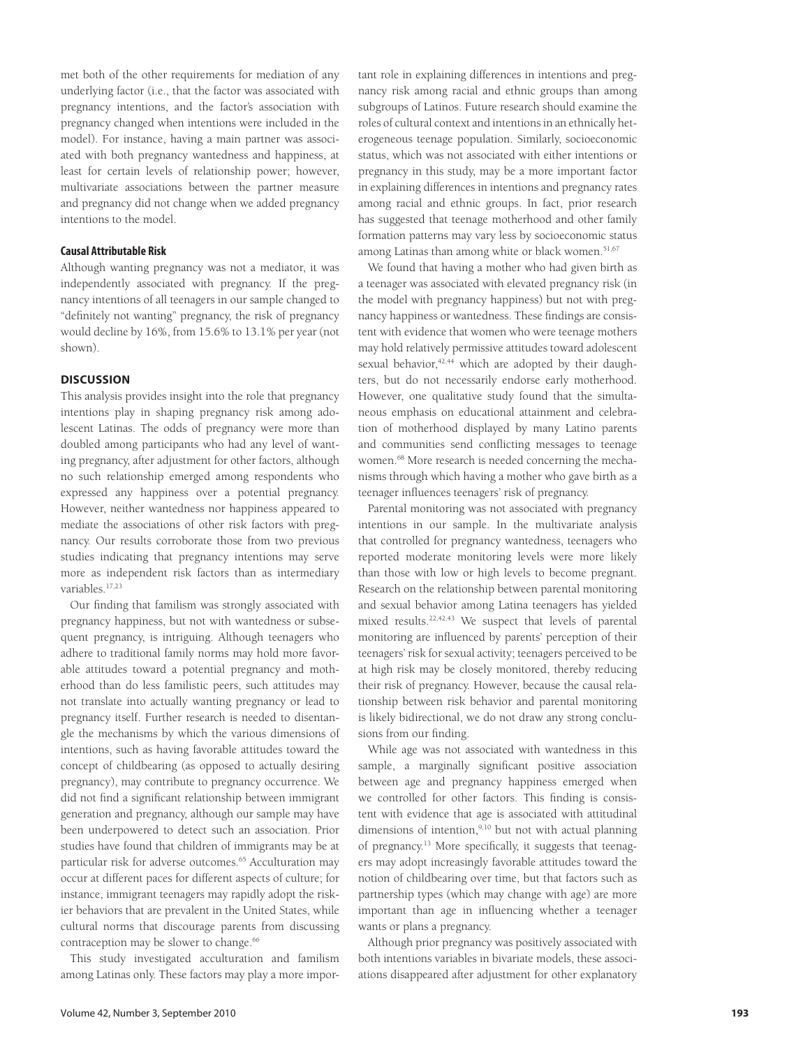met both of the other requirements for mediation of any underlying factor (i.e., that the factor was associated with pregnancy intentions, and the factor's association with pregnancy changed when intentions were included in the model). For instance, having a main partner was associated with both pregnancy wantedness and happiness, at least for certain levels of relationship power; however, multivariate associations between the partner measure and pregnancy did not change when we added pregnancy intentions to the model.

### Causal Attributable Risk

Although wanting pregnancy was not a mediator, it was independently associated with pregnancy. If the pregnancy intentions of all teenagers in our sample changed to "definitely not wanting" pregnancy, the risk of pregnancy would decline by 16%, from 15.6% to 13.1% per year (not shown).

## DISCUSSION

This analysis provides insight into the role that pregnancy intentions play in shaping pregnancy risk among adolescent Latinas. The odds of pregnancy were more than doubled among participants who had any level of wanting pregnancy, after adjustment for other factors, although no such relationship emerged among respondents who expressed any happiness over a potential pregnancy. However, neither wantedness nor happiness appeared to mediate the associations of other risk factors with pregnancy. Our results corroborate those from two previous studies indicating that pregnancy intentions may serve more as independent risk factors than as intermediary variables.[17,23]

Our finding that familism was strongly associated with pregnancy happiness, but not with wantedness or subsequent pregnancy, is intriguing. Although teenagers who adhere to traditional family norms may hold more favorable attitudes toward a potential pregnancy and motherhood than do less familistic peers, such attitudes may not translate into actually wanting pregnancy or lead to pregnancy itself. Further research is needed to disentangle the mechanisms by which the various dimensions of intentions, such as having favorable attitudes toward the concept of childbearing (as opposed to actually desiring pregnancy), may contribute to pregnancy occurrence. We did not find a significant relationship between immigrant generation and pregnancy, although our sample may have been underpowered to detect such an association. Prior studies have found that children of immigrants may be at particular risk for adverse outcomes.[65] Acculturation may occur at different paces for different aspects of culture; for instance, immigrant teenagers may rapidly adopt the riskier behaviors that are prevalent in the United States, while cultural norms that discourage parents from discussing contraception may be slower to change.[66]

This study investigated acculturation and familism among Latinas only. These factors may play a more important role in explaining differences in intentions and pregnancy risk among racial and ethnic groups than among subgroups of Latinos. Future research should examine the roles of cultural context and intentions in an ethnically heterogeneous teenage population. Similarly, socioeconomic status, which was not associated with either intentions or pregnancy in this study, may be a more important factor in explaining differences in intentions and pregnancy rates among racial and ethnic groups. In fact, prior research has suggested that teenage motherhood and other family formation patterns may vary less by socioeconomic status among Latinas than among white or black women.[51,67]

We found that having a mother who had given birth as a teenager was associated with elevated pregnancy risk (in the model with pregnancy happiness) but not with pregnancy happiness or wantedness. These findings are consistent with evidence that women who were teenage mothers may hold relatively permissive attitudes toward adolescent sexual behavior,[42,44] which are adopted by their daughters, but do not necessarily endorse early motherhood. However, one qualitative study found that the simultaneous emphasis on educational attainment and celebration of motherhood displayed by many Latino parents and communities send conflicting messages to teenage women.[68] More research is needed concerning the mechanisms through which having a mother who gave birth as a teenager influences teenagers' risk of pregnancy.

Parental monitoring was not associated with pregnancy intentions in our sample. In the multivariate analysis that controlled for pregnancy wantedness, teenagers who reported moderate monitoring levels were more likely than those with low or high levels to become pregnant. Research on the relationship between parental monitoring and sexual behavior among Latina teenagers has yielded mixed results.[22,42,43] We suspect that levels of parental monitoring are influenced by parents' perception of their teenagers' risk for sexual activity; teenagers perceived to be at high risk may be closely monitored, thereby reducing their risk of pregnancy. However, because the causal relationship between risk behavior and parental monitoring is likely bidirectional, we do not draw any strong conclusions from our finding.

While age was not associated with wantedness in this sample, a marginally significant positive association between age and pregnancy happiness emerged when we controlled for other factors. This finding is consistent with evidence that age is associated with attitudinal dimensions of intention,[9,10] but not with actual planning of pregnancy.[13] More specifically, it suggests that teenagers may adopt increasingly favorable attitudes toward the notion of childbearing over time, but that factors such as partnership types (which may change with age) are more important than age in influencing whether a teenager wants or plans a pregnancy.

Although prior pregnancy was positively associated with both intentions variables in bivariate models, these associations disappeared after adjustment for other explanatory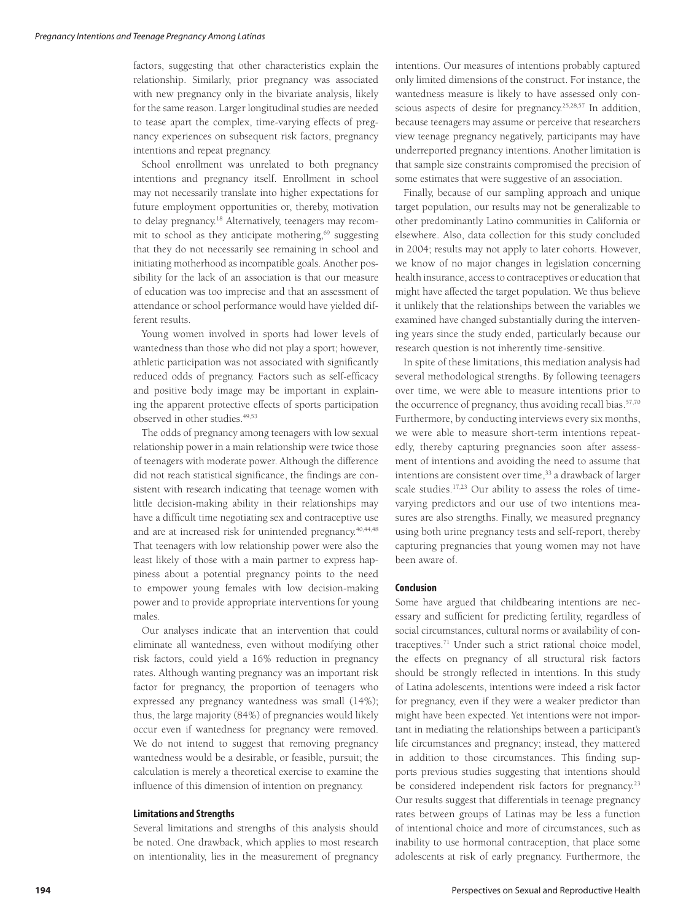factors, suggesting that other characteristics explain the relationship. Similarly, prior pregnancy was associated with new pregnancy only in the bivariate analysis, likely for the same reason. Larger longitudinal studies are needed to tease apart the complex, time-varying effects of pregnancy experiences on subsequent risk factors, pregnancy intentions and repeat pregnancy.

School enrollment was unrelated to both pregnancy intentions and pregnancy itself. Enrollment in school may not necessarily translate into higher expectations for future employment opportunities or, thereby, motivation to delay pregnancy.[18] Alternatively, teenagers may recommit to school as they anticipate mothering,[69] suggesting that they do not necessarily see remaining in school and initiating motherhood as incompatible goals. Another possibility for the lack of an association is that our measure of education was too imprecise and that an assessment of attendance or school performance would have yielded different results.

Young women involved in sports had lower levels of wantedness than those who did not play a sport; however, athletic participation was not associated with significantly reduced odds of pregnancy. Factors such as self-efficacy and positive body image may be important in explaining the apparent protective effects of sports participation observed in other studies.[49,53]

The odds of pregnancy among teenagers with low sexual relationship power in a main relationship were twice those of teenagers with moderate power. Although the difference did not reach statistical significance, the findings are consistent with research indicating that teenage women with little decision-making ability in their relationships may have a difficult time negotiating sex and contraceptive use and are at increased risk for unintended pregnancy.[40,44,48] That teenagers with low relationship power were also the least likely of those with a main partner to express happiness about a potential pregnancy points to the need to empower young females with low decision-making power and to provide appropriate interventions for young males.

Our analyses indicate that an intervention that could eliminate all wantedness, even without modifying other risk factors, could yield a 16% reduction in pregnancy rates. Although wanting pregnancy was an important risk factor for pregnancy, the proportion of teenagers who expressed any pregnancy wantedness was small (14%); thus, the large majority (84%) of pregnancies would likely occur even if wantedness for pregnancy were removed. We do not intend to suggest that removing pregnancy wantedness would be a desirable, or feasible, pursuit; the calculation is merely a theoretical exercise to examine the influence of this dimension of intention on pregnancy.

### Limitations and Strengths

Several limitations and strengths of this analysis should be noted. One drawback, which applies to most research on intentionality, lies in the measurement of pregnancy intentions. Our measures of intentions probably captured only limited dimensions of the construct. For instance, the wantedness measure is likely to have assessed only conscious aspects of desire for pregnancy.[25,28,57] In addition, because teenagers may assume or perceive that researchers view teenage pregnancy negatively, participants may have underreported pregnancy intentions. Another limitation is that sample size constraints compromised the precision of some estimates that were suggestive of an association.

Finally, because of our sampling approach and unique target population, our results may not be generalizable to other predominantly Latino communities in California or elsewhere. Also, data collection for this study concluded in 2004; results may not apply to later cohorts. However, we know of no major changes in legislation concerning health insurance, access to contraceptives or education that might have affected the target population. We thus believe it unlikely that the relationships between the variables we examined have changed substantially during the intervening years since the study ended, particularly because our research question is not inherently time-sensitive.

In spite of these limitations, this mediation analysis had several methodological strengths. By following teenagers over time, we were able to measure intentions prior to the occurrence of pregnancy, thus avoiding recall bias.[57,70] Furthermore, by conducting interviews every six months, we were able to measure short-term intentions repeatedly, thereby capturing pregnancies soon after assessment of intentions and avoiding the need to assume that intentions are consistent over time,[33] a drawback of larger scale studies.[17,23] Our ability to assess the roles of time-varying predictors and our use of two intentions measures are also strengths. Finally, we measured pregnancy using both urine pregnancy tests and self-report, thereby capturing pregnancies that young women may not have been aware of.

### Conclusion

Some have argued that childbearing intentions are necessary and sufficient for predicting fertility, regardless of social circumstances, cultural norms or availability of contraceptives.[71] Under such a strict rational choice model, the effects on pregnancy of all structural risk factors should be strongly reflected in intentions. In this study of Latina adolescents, intentions were indeed a risk factor for pregnancy, even if they were a weaker predictor than might have been expected. Yet intentions were not important in mediating the relationships between a participant's life circumstances and pregnancy; instead, they mattered in addition to those circumstances. This finding supports previous studies suggesting that intentions should be considered independent risk factors for pregnancy.[23] Our results suggest that differentials in teenage pregnancy rates between groups of Latinas may be less a function of intentional choice and more of circumstances, such as inability to use hormonal contraception, that place some adolescents at risk of early pregnancy. Furthermore, the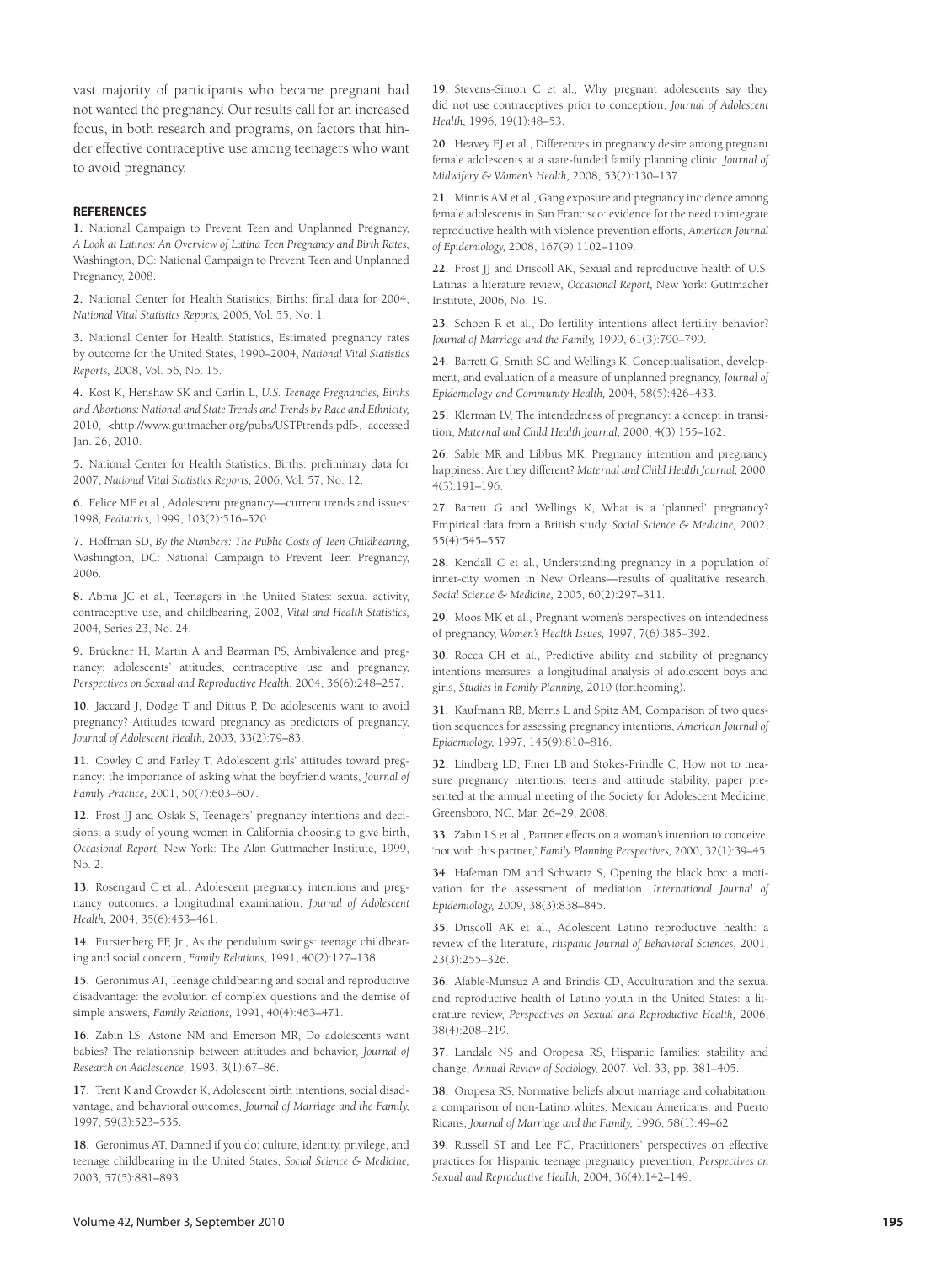vast majority of participants who became pregnant had not wanted the pregnancy. Our results call for an increased focus, in both research and programs, on factors that hinder effective contraceptive use among teenagers who want to avoid pregnancy.

#### REFERENCES

**1.** National Campaign to Prevent Teen and Unplanned Pregnancy, *A Look at Latinos: An Overview of Latina Teen Pregnancy and Birth Rates,* Washington, DC: National Campaign to Prevent Teen and Unplanned Pregnancy, 2008.

**2.** National Center for Health Statistics, Births: final data for 2004, *National Vital Statistics Reports,* 2006, Vol. 55, No. 1.

**3.** National Center for Health Statistics, Estimated pregnancy rates by outcome for the United States, 1990–2004, *National Vital Statistics Reports,* 2008, Vol. 56, No. 15.

**4.** Kost K, Henshaw SK and Carlin L, *U.S. Teenage Pregnancies, Births and Abortions: National and State Trends and Trends by Race and Ethnicity,* 2010, <http://www.guttmacher.org/pubs/USTPtrends.pdf>, accessed Jan. 26, 2010.

**5.** National Center for Health Statistics, Births: preliminary data for 2007, *National Vital Statistics Reports,* 2006, Vol. 57, No. 12.

**6.** Felice ME et al., Adolescent pregnancy—current trends and issues: 1998, *Pediatrics,* 1999, 103(2):516–520.

**7.** Hoffman SD, *By the Numbers: The Public Costs of Teen Childbearing,* Washington, DC: National Campaign to Prevent Teen Pregnancy, 2006.

**8.** Abma JC et al., Teenagers in the United States: sexual activity, contraceptive use, and childbearing, 2002, *Vital and Health Statistics,* 2004, Series 23, No. 24.

**9.** Brückner H, Martin A and Bearman PS, Ambivalence and pregnancy: adolescents' attitudes, contraceptive use and pregnancy, *Perspectives on Sexual and Reproductive Health,* 2004, 36(6):248–257.

**10.** Jaccard J, Dodge T and Dittus P, Do adolescents want to avoid pregnancy? Attitudes toward pregnancy as predictors of pregnancy, *Journal of Adolescent Health,* 2003, 33(2):79–83.

**11.** Cowley C and Farley T, Adolescent girls' attitudes toward pregnancy: the importance of asking what the boyfriend wants, *Journal of Family Practice,* 2001, 50(7):603–607.

**12.** Frost JJ and Oslak S, Teenagers' pregnancy intentions and decisions: a study of young women in California choosing to give birth, *Occasional Report,* New York: The Alan Guttmacher Institute, 1999, No. 2.

**13.** Rosengard C et al., Adolescent pregnancy intentions and pregnancy outcomes: a longitudinal examination, *Journal of Adolescent Health,* 2004, 35(6):453–461.

**14.** Furstenberg FF, Jr., As the pendulum swings: teenage childbearing and social concern, *Family Relations,* 1991, 40(2):127–138.

**15.** Geronimus AT, Teenage childbearing and social and reproductive disadvantage: the evolution of complex questions and the demise of simple answers, *Family Relations,* 1991, 40(4):463–471.

**16.** Zabin LS, Astone NM and Emerson MR, Do adolescents want babies? The relationship between attitudes and behavior, *Journal of Research on Adolescence,* 1993, 3(1):67–86.

**17.** Trent K and Crowder K, Adolescent birth intentions, social disadvantage, and behavioral outcomes, *Journal of Marriage and the Family,* 1997, 59(3):523–535.

**18.** Geronimus AT, Damned if you do: culture, identity, privilege, and teenage childbearing in the United States, *Social Science & Medicine,* 2003, 57(5):881–893.

**19.** Stevens-Simon C et al., Why pregnant adolescents say they did not use contraceptives prior to conception, *Journal of Adolescent Health,* 1996, 19(1):48–53.

**20.** Heavey EJ et al., Differences in pregnancy desire among pregnant female adolescents at a state-funded family planning clinic, *Journal of Midwifery & Women's Health,* 2008, 53(2):130–137.

**21.** Minnis AM et al., Gang exposure and pregnancy incidence among female adolescents in San Francisco: evidence for the need to integrate reproductive health with violence prevention efforts, *American Journal of Epidemiology,* 2008, 167(9):1102–1109.

**22.** Frost JJ and Driscoll AK, Sexual and reproductive health of U.S. Latinas: a literature review, *Occasional Report,* New York: Guttmacher Institute, 2006, No. 19.

**23.** Schoen R et al., Do fertility intentions affect fertility behavior? *Journal of Marriage and the Family,* 1999, 61(3):790–799.

**24.** Barrett G, Smith SC and Wellings K, Conceptualisation, development, and evaluation of a measure of unplanned pregnancy, *Journal of Epidemiology and Community Health,* 2004, 58(5):426–433.

**25.** Klerman LV, The intendedness of pregnancy: a concept in transition, *Maternal and Child Health Journal,* 2000, 4(3):155–162.

**26.** Sable MR and Libbus MK, Pregnancy intention and pregnancy happiness: Are they different? *Maternal and Child Health Journal,* 2000, 4(3):191–196.

**27.** Barrett G and Wellings K, What is a 'planned' pregnancy? Empirical data from a British study, *Social Science & Medicine,* 2002, 55(4):545–557.

**28.** Kendall C et al., Understanding pregnancy in a population of inner-city women in New Orleans—results of qualitative research, *Social Science & Medicine,* 2005, 60(2):297–311.

**29.** Moos MK et al., Pregnant women's perspectives on intendedness of pregnancy, *Women's Health Issues,* 1997, 7(6):385–392.

**30.** Rocca CH et al., Predictive ability and stability of pregnancy intentions measures: a longitudinal analysis of adolescent boys and girls, *Studies in Family Planning,* 2010 (forthcoming).

**31.** Kaufmann RB, Morris L and Spitz AM, Comparison of two question sequences for assessing pregnancy intentions, *American Journal of Epidemiology,* 1997, 145(9):810–816.

**32.** Lindberg LD, Finer LB and Stokes-Prindle C, How not to measure pregnancy intentions: teens and attitude stability, paper presented at the annual meeting of the Society for Adolescent Medicine, Greensboro, NC, Mar. 26–29, 2008.

**33.** Zabin LS et al., Partner effects on a woman's intention to conceive: 'not with this partner,' *Family Planning Perspectives,* 2000, 32(1):39–45.

**34.** Hafeman DM and Schwartz S, Opening the black box: a motivation for the assessment of mediation, *International Journal of Epidemiology,* 2009, 38(3):838–845.

**35.** Driscoll AK et al., Adolescent Latino reproductive health: a review of the literature, *Hispanic Journal of Behavioral Sciences,* 2001, 23(3):255–326.

**36.** Afable-Munsuz A and Brindis CD, Acculturation and the sexual and reproductive health of Latino youth in the United States: a literature review, *Perspectives on Sexual and Reproductive Health,* 2006, 38(4):208–219.

**37.** Landale NS and Oropesa RS, Hispanic families: stability and change, *Annual Review of Sociology,* 2007, Vol. 33, pp. 381–405.

**38.** Oropesa RS, Normative beliefs about marriage and cohabitation: a comparison of non-Latino whites, Mexican Americans, and Puerto Ricans, *Journal of Marriage and the Family,* 1996, 58(1):49–62.

**39.** Russell ST and Lee FC, Practitioners' perspectives on effective practices for Hispanic teenage pregnancy prevention, *Perspectives on Sexual and Reproductive Health,* 2004, 36(4):142–149.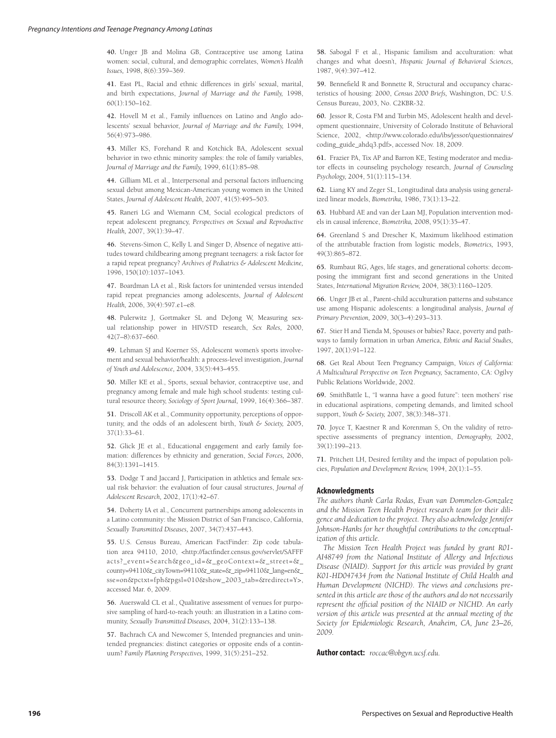**40.** Unger JB and Molina GB, Contraceptive use among Latina women: social, cultural, and demographic correlates, *Women's Health Issues,* 1998, 8(6):359–369.

**41.** East PL, Racial and ethnic differences in girls' sexual, marital, and birth expectations, *Journal of Marriage and the Family,* 1998, 60(1):150–162.

**42.** Hovell M et al., Family influences on Latino and Anglo adolescents' sexual behavior, *Journal of Marriage and the Family,* 1994, 56(4):973–986.

**43.** Miller KS, Forehand R and Kotchick BA, Adolescent sexual behavior in two ethnic minority samples: the role of family variables, *Journal of Marriage and the Family,* 1999, 61(1):85–98.

**44.** Gilliam ML et al., Interpersonal and personal factors influencing sexual debut among Mexican-American young women in the United States, *Journal of Adolescent Health,* 2007, 41(5):495–503.

**45.** Raneri LG and Wiemann CM, Social ecological predictors of repeat adolescent pregnancy, *Perspectives on Sexual and Reproductive Health,* 2007, 39(1):39–47.

**46.** Stevens-Simon C, Kelly L and Singer D, Absence of negative attitudes toward childbearing among pregnant teenagers: a risk factor for a rapid repeat pregnancy? *Archives of Pediatrics & Adolescent Medicine,* 1996, 150(10):1037–1043.

**47.** Boardman LA et al., Risk factors for unintended versus intended rapid repeat pregnancies among adolescents, *Journal of Adolescent Health,* 2006, 39(4):597.e1–e8.

**48.** Pulerwitz J, Gortmaker SL and DeJong W, Measuring sexual relationship power in HIV/STD research, *Sex Roles,* 2000, 42(7–8):637–660.

**49.** Lehman SJ and Koerner SS, Adolescent women's sports involvement and sexual behavior/health: a process-level investigation, *Journal of Youth and Adolescence,* 2004, 33(5):443–455.

**50.** Miller KE et al., Sports, sexual behavior, contraceptive use, and pregnancy among female and male high school students: testing cultural resource theory, *Sociology of Sport Journal,* 1999, 16(4):366–387.

**51.** Driscoll AK et al., Community opportunity, perceptions of opportunity, and the odds of an adolescent birth, *Youth & Society,* 2005, 37(1):33–61.

**52.** Glick JE et al., Educational engagement and early family formation: differences by ethnicity and generation, *Social Forces,* 2006, 84(3):1391–1415.

**53.** Dodge T and Jaccard J, Participation in athletics and female sexual risk behavior: the evaluation of four causal structures, *Journal of Adolescent Research,* 2002, 17(1):42–67.

**54.** Doherty IA et al., Concurrent partnerships among adolescents in a Latino community: the Mission District of San Francisco, California, *Sexually Transmitted Diseases,* 2007, 34(7):437–443.

**55.** U.S. Census Bureau, American FactFinder: Zip code tabulation area 94110, 2010, <http://factfinder.census.gov/servlet/SAFFFacts?_event=Search&geo_id=&_geoContext=&_street=&_county=94110&_cityTown=94110&_state=&_zip=94110&_lang=en&_sse=on&pctxt=fph&pgsl=010&show_2003_tab=&redirect=Y>, accessed Mar. 6, 2009.

**56.** Auerswald CL et al., Qualitative assessment of venues for purposive sampling of hard-to-reach youth: an illustration in a Latino community, *Sexually Transmitted Diseases,* 2004, 31(2):133–138.

**57.** Bachrach CA and Newcomer S, Intended pregnancies and unintended pregnancies: distinct categories or opposite ends of a continuum? *Family Planning Perspectives,* 1999, 31(5):251–252.

**58.** Sabogal F et al., Hispanic familism and acculturation: what changes and what doesn't, *Hispanic Journal of Behavioral Sciences,* 1987, 9(4):397–412.

**59.** Bennefield R and Bonnette R, Structural and occupancy characteristics of housing: 2000, *Census 2000 Briefs,* Washington, DC: U.S. Census Bureau, 2003, No. C2KBR-32.

**60.** Jessor R, Costa FM and Turbin MS, Adolescent health and development questionnaire, University of Colorado Institute of Behavioral Science, 2002, <http://www.colorado.edu/ibs/jessor/questionnaires/coding_guide_ahdq3.pdf>, accessed Nov. 18, 2009.

**61.** Frazier PA, Tix AP and Barron KE, Testing moderator and mediator effects in counseling psychology research, *Journal of Counseling Psychology,* 2004, 51(1):115–134.

**62.** Liang KY and Zeger SL, Longitudinal data analysis using generalized linear models, *Biometrika,* 1986, 73(1):13–22.

**63.** Hubbard AE and van der Laan MJ, Population intervention models in causal inference, *Biometrika,* 2008, 95(1):35–47.

**64.** Greenland S and Drescher K, Maximum likelihood estimation of the attributable fraction from logistic models, *Biometrics,* 1993, 49(3):865–872.

**65.** Rumbaut RG, Ages, life stages, and generational cohorts: decomposing the immigrant first and second generations in the United States, *International Migration Review,* 2004, 38(3):1160–1205.

**66.** Unger JB et al., Parent-child acculturation patterns and substance use among Hispanic adolescents: a longitudinal analysis, *Journal of Primary Prevention,* 2009, 30(3–4):293–313.

**67.** Stier H and Tienda M, Spouses or babies? Race, poverty and pathways to family formation in urban America, *Ethnic and Racial Studies,* 1997, 20(1):91–122.

**68.** Get Real About Teen Pregnancy Campaign, *Voices of California: A Multicultural Perspective on Teen Pregnancy,* Sacramento, CA: Ogilvy Public Relations Worldwide, 2002.

**69.** SmithBattle L, "I wanna have a good future": teen mothers' rise in educational aspirations, competing demands, and limited school support, *Youth & Society,* 2007, 38(3):348–371.

**70.** Joyce T, Kaestner R and Korenman S, On the validity of retrospective assessments of pregnancy intention, *Demography,* 2002, 39(1):199–213.

**71.** Pritchett LH, Desired fertility and the impact of population policies, *Population and Development Review,* 1994, 20(1):1–55.

## Acknowledgments

*The authors thank Carla Rodas, Evan van Dommelen-Gonzalez and the Mission Teen Health Project research team for their diligence and dedication to the project. They also acknowledge Jennifer Johnson-Hanks for her thoughtful contributions to the conceptualization of this article.*

*The Mission Teen Health Project was funded by grant R01-AI48749 from the National Institute of Allergy and Infectious Disease (NIAID). Support for this article was provided by grant K01-HD047434 from the National Institute of Child Health and Human Development (NICHD). The views and conclusions presented in this article are those of the authors and do not necessarily represent the official position of the NIAID or NICHD. An early version of this article was presented at the annual meeting of the Society for Epidemiologic Research, Anaheim, CA, June 23–26, 2009.*

**Author contact:** *roccac@obgyn.ucsf.edu.*